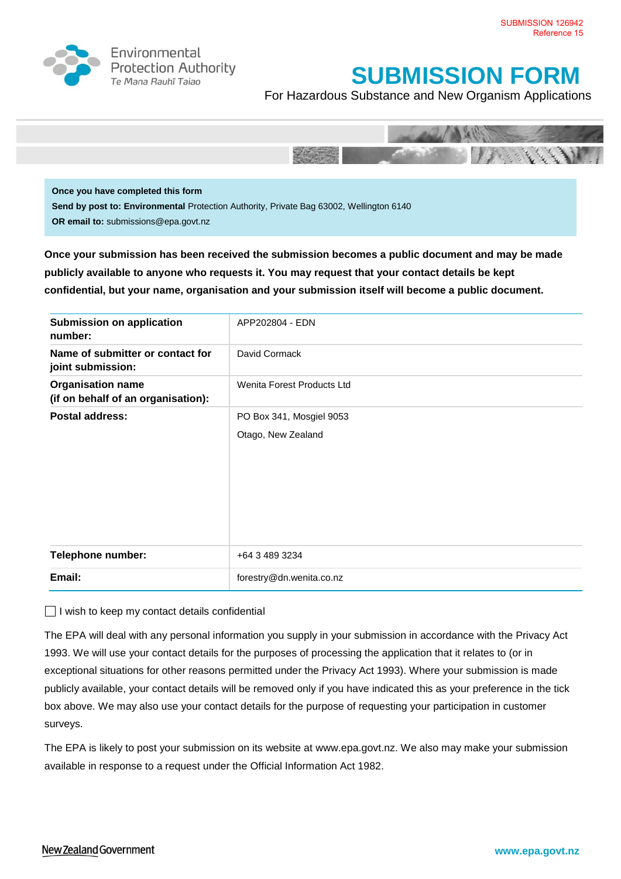SUBMISSION 126942
Reference 15

Environmental Protection Authority
Te Mana Rauhī Taiao

# SUBMISSION FORM

For Hazardous Substance and New Organism Applications

**Once you have completed this form**

**Send by post to: Environmental** Protection Authority, Private Bag 63002, Wellington 6140

**OR email to:** submissions@epa.govt.nz

**Once your submission has been received the submission becomes a public document and may be made publicly available to anyone who requests it. You may request that your contact details be kept confidential, but your name, organisation and your submission itself will become a public document.**

| | |
|---|---|
| **Submission on application number:** | APP202804 - EDN |
| **Name of submitter or contact for joint submission:** | David Cormack |
| **Organisation name (if on behalf of an organisation):** | Wenita Forest Products Ltd |
| **Postal address:** | PO Box 341, Mosgiel 9053<br>Otago, New Zealand |
| **Telephone number:** | +64 3 489 3234 |
| **Email:** | forestry@dn.wenita.co.nz |

☐ I wish to keep my contact details confidential

The EPA will deal with any personal information you supply in your submission in accordance with the Privacy Act 1993. We will use your contact details for the purposes of processing the application that it relates to (or in exceptional situations for other reasons permitted under the Privacy Act 1993). Where your submission is made publicly available, your contact details will be removed only if you have indicated this as your preference in the tick box above. We may also use your contact details for the purpose of requesting your participation in customer surveys.

The EPA is likely to post your submission on its website at www.epa.govt.nz. We also may make your submission available in response to a request under the Official Information Act 1982.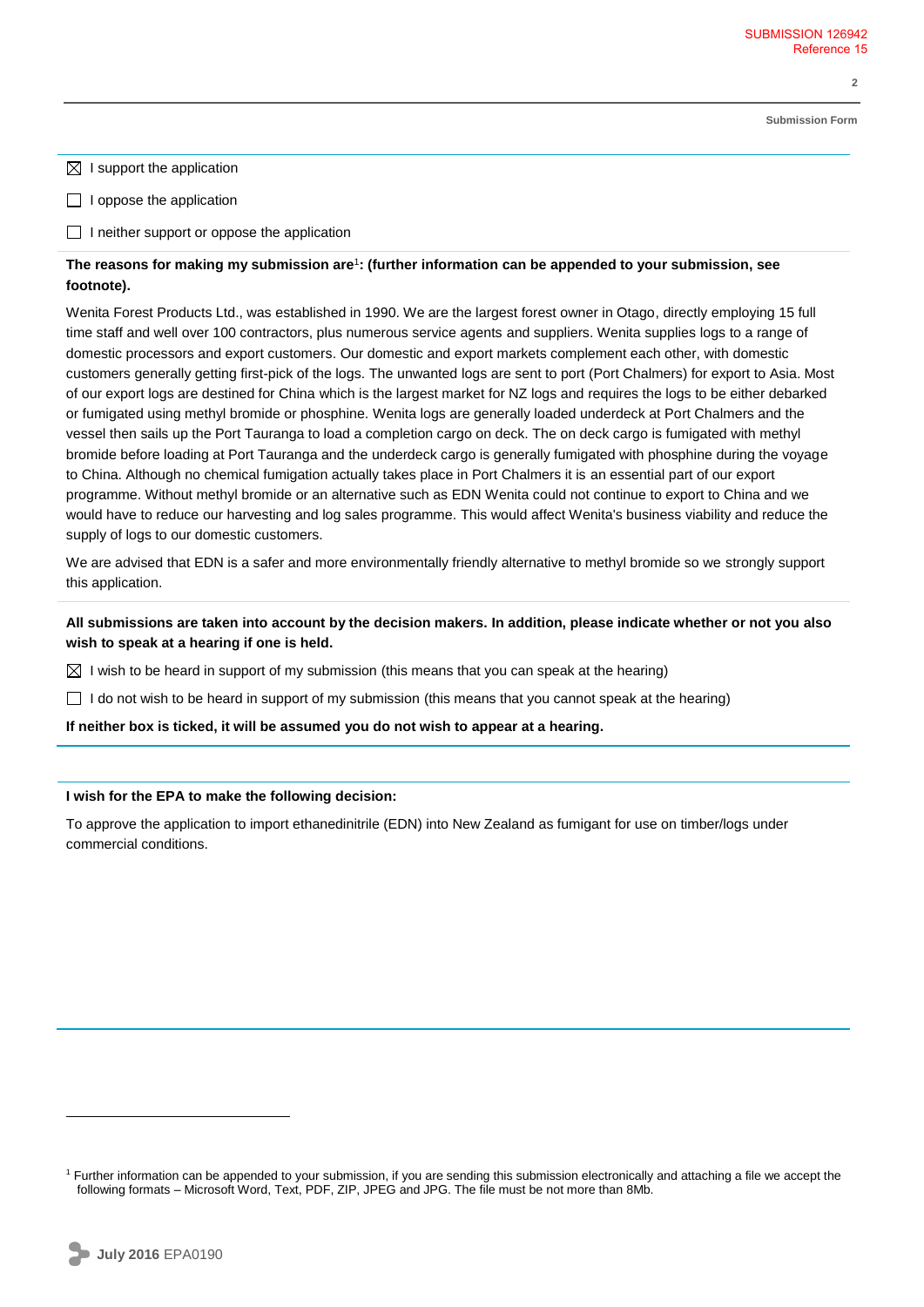☒ I support the application

☐ I oppose the application

☐ I neither support or oppose the application

**The reasons for making my submission are**[1]**: (further information can be appended to your submission, see footnote).**

Wenita Forest Products Ltd., was established in 1990. We are the largest forest owner in Otago, directly employing 15 full time staff and well over 100 contractors, plus numerous service agents and suppliers. Wenita supplies logs to a range of domestic processors and export customers. Our domestic and export markets complement each other, with domestic customers generally getting first-pick of the logs. The unwanted logs are sent to port (Port Chalmers) for export to Asia. Most of our export logs are destined for China which is the largest market for NZ logs and requires the logs to be either debarked or fumigated using methyl bromide or phosphine. Wenita logs are generally loaded underdeck at Port Chalmers and the vessel then sails up the Port Tauranga to load a completion cargo on deck. The on deck cargo is fumigated with methyl bromide before loading at Port Tauranga and the underdeck cargo is generally fumigated with phosphine during the voyage to China. Although no chemical fumigation actually takes place in Port Chalmers it is an essential part of our export programme. Without methyl bromide or an alternative such as EDN Wenita could not continue to export to China and we would have to reduce our harvesting and log sales programme. This would affect Wenita's business viability and reduce the supply of logs to our domestic customers.

We are advised that EDN is a safer and more environmentally friendly alternative to methyl bromide so we strongly support this application.

**All submissions are taken into account by the decision makers. In addition, please indicate whether or not you also wish to speak at a hearing if one is held.**

☒ I wish to be heard in support of my submission (this means that you can speak at the hearing)

☐ I do not wish to be heard in support of my submission (this means that you cannot speak at the hearing)

**If neither box is ticked, it will be assumed you do not wish to appear at a hearing.**

**I wish for the EPA to make the following decision:**

To approve the application to import ethanedinitrile (EDN) into New Zealand as fumigant for use on timber/logs under commercial conditions.

[1] Further information can be appended to your submission, if you are sending this submission electronically and attaching a file we accept the following formats – Microsoft Word, Text, PDF, ZIP, JPEG and JPG. The file must be not more than 8Mb.